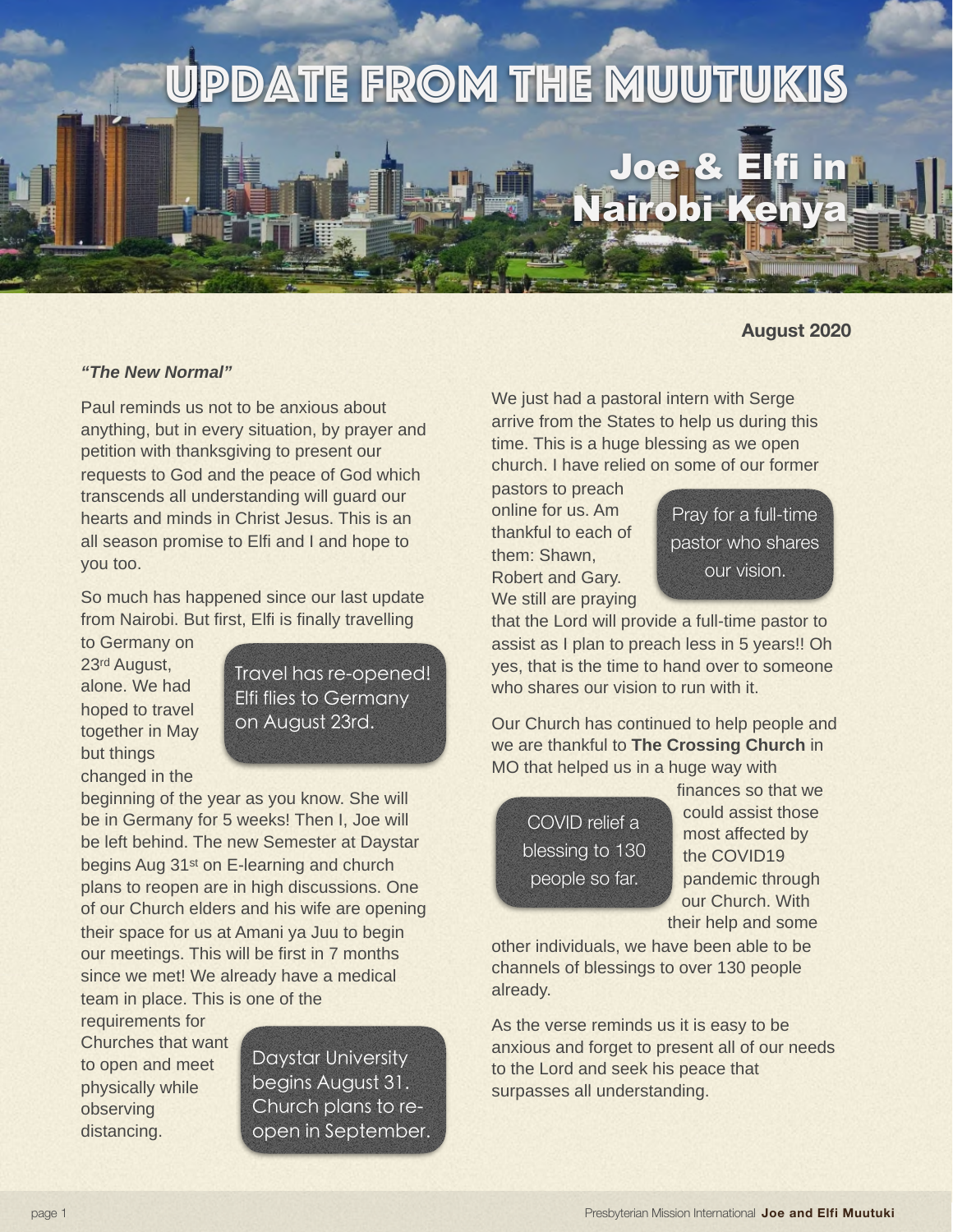# UPDATE FROM THE MUUTUKIS

## Joe & Elfi in Nairobi Kenya

**August 2020**

***"The New Normal"***

Paul reminds us not to be anxious about anything, but in every situation, by prayer and petition with thanksgiving to present our requests to God and the peace of God which transcends all understanding will guard our hearts and minds in Christ Jesus. This is an all season promise to Elfi and I and hope to you too.

So much has happened since our last update from Nairobi. But first, Elfi is finally travelling to Germany on 23rd August, alone. We had hoped to travel together in May but things changed in the beginning of the year as you know. She will be in Germany for 5 weeks! Then I, Joe will be left behind. The new Semester at Daystar begins Aug 31st on E-learning and church plans to reopen are in high discussions. One of our Church elders and his wife are opening their space for us at Amani ya Juu to begin our meetings. This will be first in 7 months since we met! We already have a medical team in place. This is one of the requirements for Churches that want to open and meet physically while observing distancing.

> Travel has re-opened! Elfi flies to Germany on August 23rd.

> Daystar University begins August 31. Church plans to re-open in September.

We just had a pastoral intern with Serge arrive from the States to help us during this time. This is a huge blessing as we open church. I have relied on some of our former pastors to preach online for us. Am thankful to each of them: Shawn, Robert and Gary. We still are praying that the Lord will provide a full-time pastor to assist as I plan to preach less in 5 years!! Oh yes, that is the time to hand over to someone who shares our vision to run with it.

> Pray for a full-time pastor who shares our vision.

Our Church has continued to help people and we are thankful to **The Crossing Church** in MO that helped us in a huge way with finances so that we could assist those most affected by the COVID19 pandemic through our Church. With their help and some other individuals, we have been able to be channels of blessings to over 130 people already.

> COVID relief a blessing to 130 people so far.

As the verse reminds us it is easy to be anxious and forget to present all of our needs to the Lord and seek his peace that surpasses all understanding.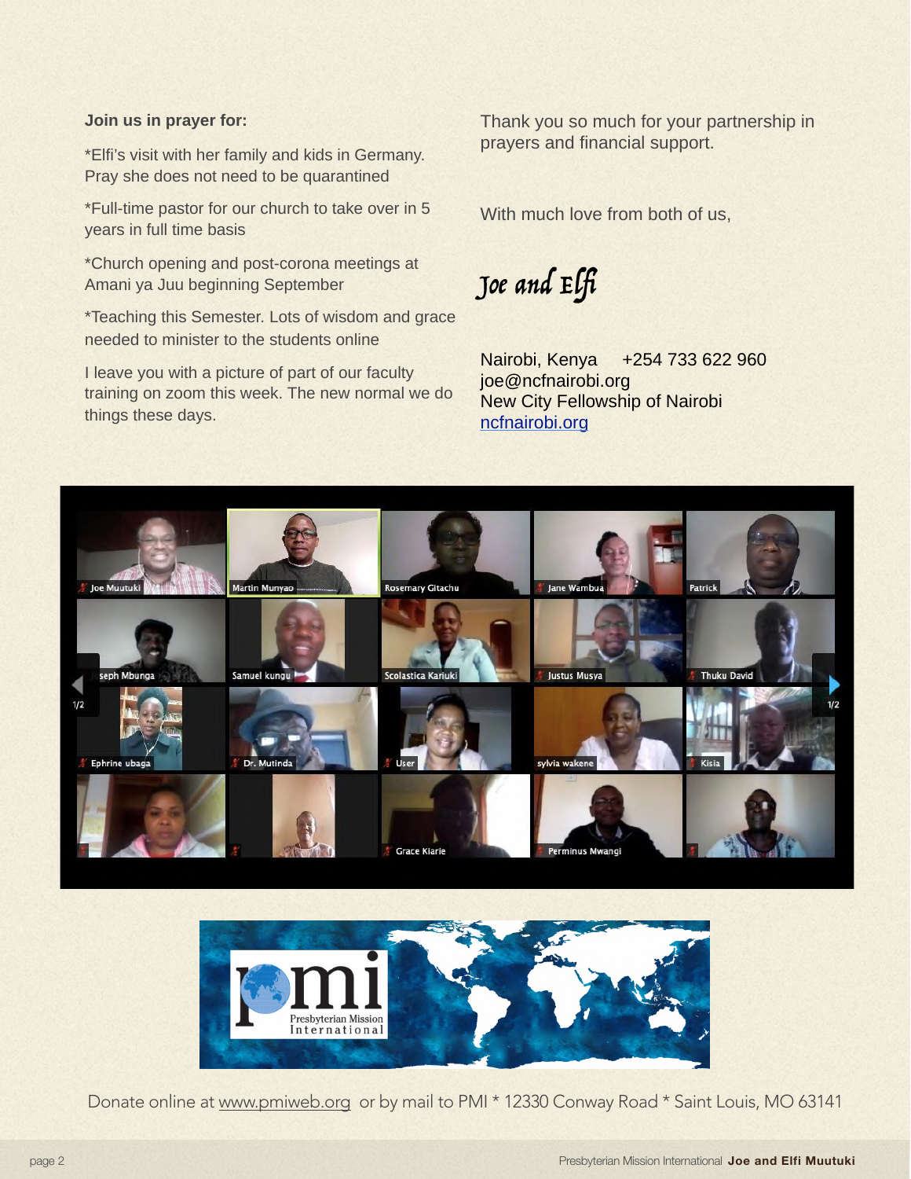**Join us in prayer for:**

*Elfi's visit with her family and kids in Germany. Pray she does not need to be quarantined

*Full-time pastor for our church to take over in 5 years in full time basis

*Church opening and post-corona meetings at Amani ya Juu beginning September

*Teaching this Semester. Lots of wisdom and grace needed to minister to the students online

I leave you with a picture of part of our faculty training on zoom this week. The new normal we do things these days.

Thank you so much for your partnership in prayers and financial support.

With much love from both of us,

*Joe and Elfi*

Nairobi, Kenya +254 733 622 960
joe@ncfnairobi.org
New City Fellowship of Nairobi
ncfnairobi.org

Donate online at www.pmiweb.org or by mail to PMI * 12330 Conway Road * Saint Louis, MO 63141